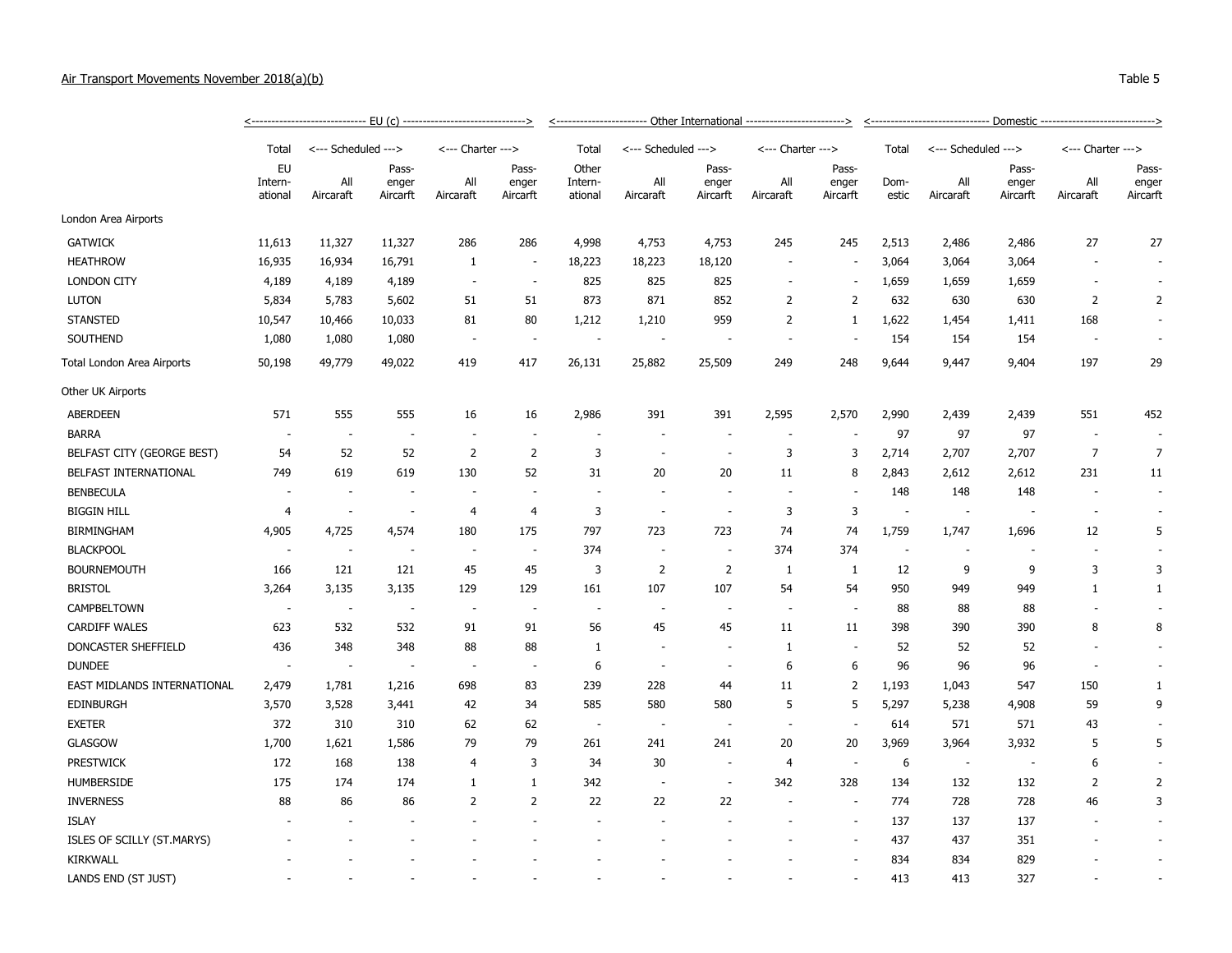Air Transport Movements November 2018(a)(b)

Table 5

| | EU (c) | | | | | Other International | | | | | Domestic | | | | |
|---|---|---|---|---|---|---|---|---|---|---|---|---|---|---|---|
| | Total | Scheduled | | Charter | | Total | Scheduled | | Charter | | Total | Scheduled | | Charter | |
| | EU International | All Aircraft | Passenger Aircraft | All Aircraft | Passenger Aircraft | Other International | All Aircraft | Passenger Aircraft | All Aircraft | Passenger Aircraft | Domestic | All Aircraft | Passenger Aircraft | All Aircraft | Passenger Aircraft |
| London Area Airports | | | | | | | | | | | | | | | |
| GATWICK | 11,613 | 11,327 | 11,327 | 286 | 286 | 4,998 | 4,753 | 4,753 | 245 | 245 | 2,513 | 2,486 | 2,486 | 27 | 27 |
| HEATHROW | 16,935 | 16,934 | 16,791 | 1 | - | 18,223 | 18,223 | 18,120 | - | - | 3,064 | 3,064 | 3,064 | - | - |
| LONDON CITY | 4,189 | 4,189 | 4,189 | - | - | 825 | 825 | 825 | - | - | 1,659 | 1,659 | 1,659 | - | - |
| LUTON | 5,834 | 5,783 | 5,602 | 51 | 51 | 873 | 871 | 852 | 2 | 2 | 632 | 630 | 630 | 2 | 2 |
| STANSTED | 10,547 | 10,466 | 10,033 | 81 | 80 | 1,212 | 1,210 | 959 | 2 | 1 | 1,622 | 1,454 | 1,411 | 168 | - |
| SOUTHEND | 1,080 | 1,080 | 1,080 | - | - | - | - | - | - | - | 154 | 154 | 154 | - | - |
| Total London Area Airports | 50,198 | 49,779 | 49,022 | 419 | 417 | 26,131 | 25,882 | 25,509 | 249 | 248 | 9,644 | 9,447 | 9,404 | 197 | 29 |
| Other UK Airports | | | | | | | | | | | | | | | |
| ABERDEEN | 571 | 555 | 555 | 16 | 16 | 2,986 | 391 | 391 | 2,595 | 2,570 | 2,990 | 2,439 | 2,439 | 551 | 452 |
| BARRA | - | - | - | - | - | - | - | - | - | - | 97 | 97 | 97 | - | - |
| BELFAST CITY (GEORGE BEST) | 54 | 52 | 52 | 2 | 2 | 3 | - | - | 3 | 3 | 2,714 | 2,707 | 2,707 | 7 | 7 |
| BELFAST INTERNATIONAL | 749 | 619 | 619 | 130 | 52 | 31 | 20 | 20 | 11 | 8 | 2,843 | 2,612 | 2,612 | 231 | 11 |
| BENBECULA | - | - | - | - | - | - | - | - | - | - | 148 | 148 | 148 | - | - |
| BIGGIN HILL | 4 | - | - | 4 | 4 | 3 | - | - | 3 | 3 | - | - | - | - | - |
| BIRMINGHAM | 4,905 | 4,725 | 4,574 | 180 | 175 | 797 | 723 | 723 | 74 | 74 | 1,759 | 1,747 | 1,696 | 12 | 5 |
| BLACKPOOL | - | - | - | - | - | 374 | - | - | 374 | 374 | - | - | - | - | - |
| BOURNEMOUTH | 166 | 121 | 121 | 45 | 45 | 3 | 2 | 2 | 1 | 1 | 12 | 9 | 9 | 3 | 3 |
| BRISTOL | 3,264 | 3,135 | 3,135 | 129 | 129 | 161 | 107 | 107 | 54 | 54 | 950 | 949 | 949 | 1 | 1 |
| CAMPBELTOWN | - | - | - | - | - | - | - | - | - | - | 88 | 88 | 88 | - | - |
| CARDIFF WALES | 623 | 532 | 532 | 91 | 91 | 56 | 45 | 45 | 11 | 11 | 398 | 390 | 390 | 8 | 8 |
| DONCASTER SHEFFIELD | 436 | 348 | 348 | 88 | 88 | 1 | - | - | 1 | - | 52 | 52 | 52 | - | - |
| DUNDEE | - | - | - | - | - | 6 | - | - | 6 | 6 | 96 | 96 | 96 | - | - |
| EAST MIDLANDS INTERNATIONAL | 2,479 | 1,781 | 1,216 | 698 | 83 | 239 | 228 | 44 | 11 | 2 | 1,193 | 1,043 | 547 | 150 | 1 |
| EDINBURGH | 3,570 | 3,528 | 3,441 | 42 | 34 | 585 | 580 | 580 | 5 | 5 | 5,297 | 5,238 | 4,908 | 59 | 9 |
| EXETER | 372 | 310 | 310 | 62 | 62 | - | - | - | - | - | 614 | 571 | 571 | 43 | - |
| GLASGOW | 1,700 | 1,621 | 1,586 | 79 | 79 | 261 | 241 | 241 | 20 | 20 | 3,969 | 3,964 | 3,932 | 5 | 5 |
| PRESTWICK | 172 | 168 | 138 | 4 | 3 | 34 | 30 | - | 4 | - | 6 | - | - | 6 | - |
| HUMBERSIDE | 175 | 174 | 174 | 1 | 1 | 342 | - | - | 342 | 328 | 134 | 132 | 132 | 2 | 2 |
| INVERNESS | 88 | 86 | 86 | 2 | 2 | 22 | 22 | 22 | - | - | 774 | 728 | 728 | 46 | 3 |
| ISLAY | - | - | - | - | - | - | - | - | - | - | 137 | 137 | 137 | - | - |
| ISLES OF SCILLY (ST.MARYS) | - | - | - | - | - | - | - | - | - | - | 437 | 437 | 351 | - | - |
| KIRKWALL | - | - | - | - | - | - | - | - | - | - | 834 | 834 | 829 | - | - |
| LANDS END (ST JUST) | - | - | - | - | - | - | - | - | - | - | 413 | 413 | 327 | - | - |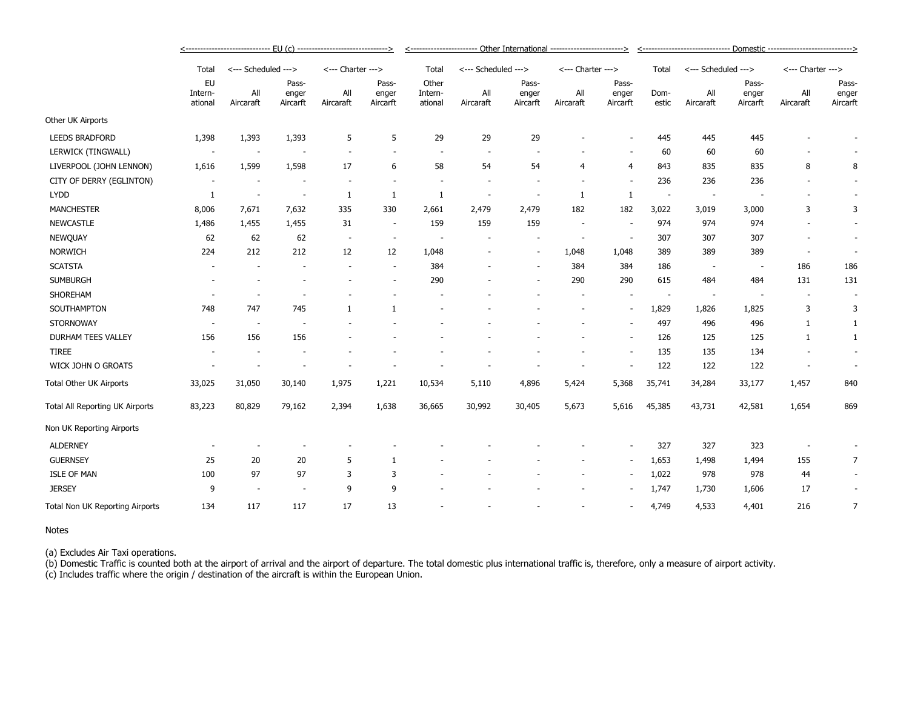| | EU (c) | | | | | Other International | | | | | Domestic | | | | |
|---|---|---|---|---|---|---|---|---|---|---|---|---|---|---|---|
| | Total | Scheduled | | Charter | | Total | Scheduled | | Charter | | Total | Scheduled | | Charter | |
| | EU International | All Aircaraft | Passenger Aircarft | All Aircaraft | Passenger Aircarft | Other International | All Aircaraft | Passenger Aircarft | All Aircaraft | Passenger Aircarft | Domestic | All Aircaraft | Passenger Aircarft | All Aircaraft | Passenger Aircarft |
| Other UK Airports | | | | | | | | | | | | | | | |
| LEEDS BRADFORD | 1,398 | 1,393 | 1,393 | 5 | 5 | 29 | 29 | 29 | - | - | 445 | 445 | 445 | - | - |
| LERWICK (TINGWALL) | - | - | - | - | - | - | - | - | - | - | 60 | 60 | 60 | - | - |
| LIVERPOOL (JOHN LENNON) | 1,616 | 1,599 | 1,598 | 17 | 6 | 58 | 54 | 54 | 4 | 4 | 843 | 835 | 835 | 8 | 8 |
| CITY OF DERRY (EGLINTON) | - | - | - | - | - | - | - | - | - | - | 236 | 236 | 236 | - | - |
| LYDD | 1 | - | - | 1 | 1 | 1 | - | - | 1 | 1 | - | - | - | - | - |
| MANCHESTER | 8,006 | 7,671 | 7,632 | 335 | 330 | 2,661 | 2,479 | 2,479 | 182 | 182 | 3,022 | 3,019 | 3,000 | 3 | 3 |
| NEWCASTLE | 1,486 | 1,455 | 1,455 | 31 | - | 159 | 159 | 159 | - | - | 974 | 974 | 974 | - | - |
| NEWQUAY | 62 | 62 | 62 | - | - | - | - | - | - | - | 307 | 307 | 307 | - | - |
| NORWICH | 224 | 212 | 212 | 12 | 12 | 1,048 | - | - | 1,048 | 1,048 | 389 | 389 | 389 | - | - |
| SCATSTA | - | - | - | - | - | 384 | - | - | 384 | 384 | 186 | - | - | 186 | 186 |
| SUMBURGH | - | - | - | - | - | 290 | - | - | 290 | 290 | 615 | 484 | 484 | 131 | 131 |
| SHOREHAM | - | - | - | - | - | - | - | - | - | - | - | - | - | - | - |
| SOUTHAMPTON | 748 | 747 | 745 | 1 | 1 | - | - | - | - | - | 1,829 | 1,826 | 1,825 | 3 | 3 |
| STORNOWAY | - | - | - | - | - | - | - | - | - | - | 497 | 496 | 496 | 1 | 1 |
| DURHAM TEES VALLEY | 156 | 156 | 156 | - | - | - | - | - | - | - | 126 | 125 | 125 | 1 | 1 |
| TIREE | - | - | - | - | - | - | - | - | - | - | 135 | 135 | 134 | - | - |
| WICK JOHN O GROATS | - | - | - | - | - | - | - | - | - | - | 122 | 122 | 122 | - | - |
| Total Other UK Airports | 33,025 | 31,050 | 30,140 | 1,975 | 1,221 | 10,534 | 5,110 | 4,896 | 5,424 | 5,368 | 35,741 | 34,284 | 33,177 | 1,457 | 840 |
| Total All Reporting UK Airports | 83,223 | 80,829 | 79,162 | 2,394 | 1,638 | 36,665 | 30,992 | 30,405 | 5,673 | 5,616 | 45,385 | 43,731 | 42,581 | 1,654 | 869 |
| Non UK Reporting Airports | | | | | | | | | | | | | | | |
| ALDERNEY | - | - | - | - | - | - | - | - | - | - | 327 | 327 | 323 | - | - |
| GUERNSEY | 25 | 20 | 20 | 5 | 1 | - | - | - | - | - | 1,653 | 1,498 | 1,494 | 155 | 7 |
| ISLE OF MAN | 100 | 97 | 97 | 3 | 3 | - | - | - | - | - | 1,022 | 978 | 978 | 44 | - |
| JERSEY | 9 | - | - | 9 | 9 | - | - | - | - | - | 1,747 | 1,730 | 1,606 | 17 | - |
| Total Non UK Reporting Airports | 134 | 117 | 117 | 17 | 13 | - | - | - | - | - | 4,749 | 4,533 | 4,401 | 216 | 7 |

Notes

(a) Excludes Air Taxi operations.
(b) Domestic Traffic is counted both at the airport of arrival and the airport of departure. The total domestic plus international traffic is, therefore, only a measure of airport activity.
(c) Includes traffic where the origin / destination of the aircraft is within the European Union.